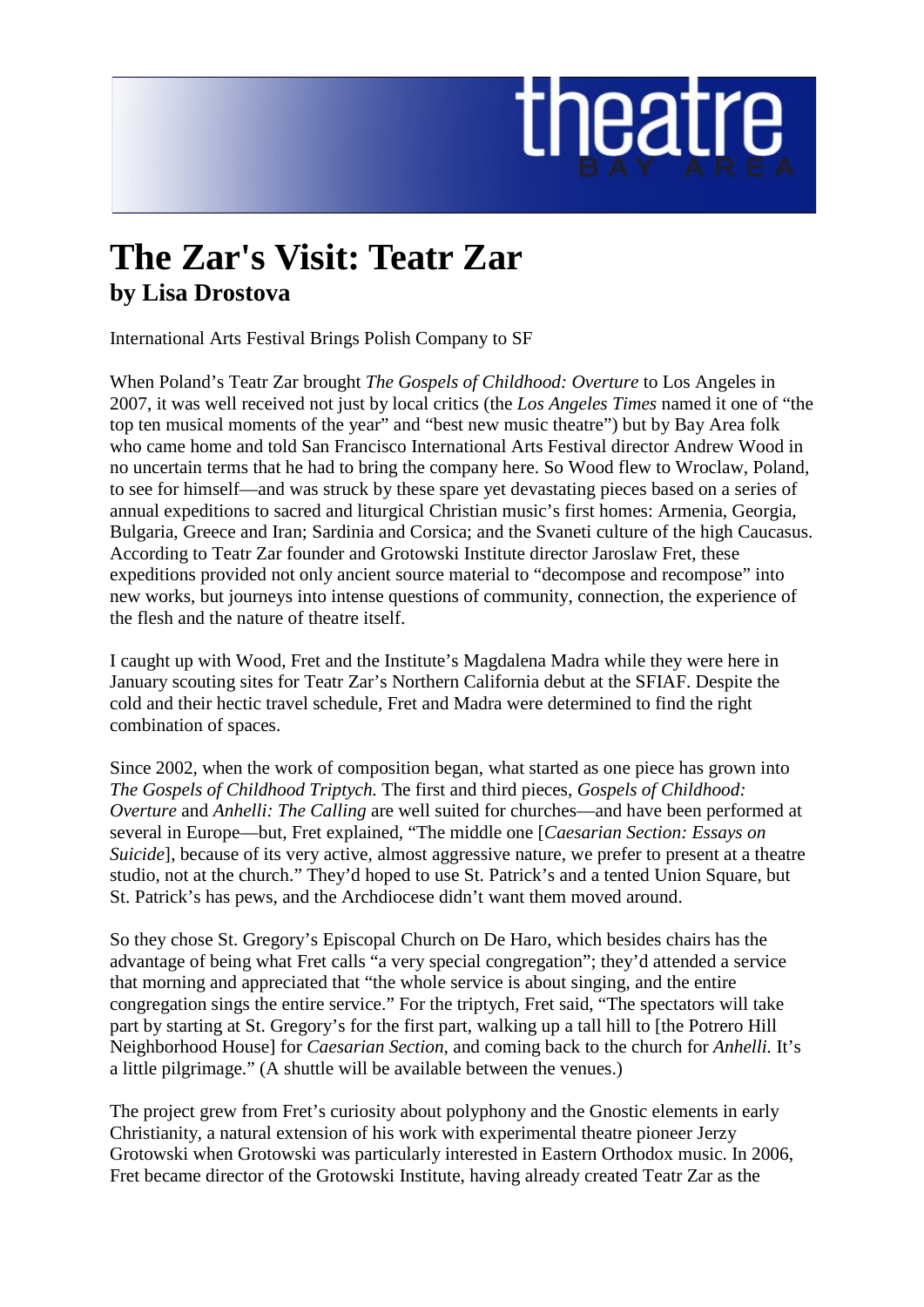# The Zar's Visit: Teatr Zar
## by Lisa Drostova

International Arts Festival Brings Polish Company to SF

When Poland's Teatr Zar brought *The Gospels of Childhood: Overture* to Los Angeles in 2007, it was well received not just by local critics (the *Los Angeles Times* named it one of "the top ten musical moments of the year" and "best new music theatre") but by Bay Area folk who came home and told San Francisco International Arts Festival director Andrew Wood in no uncertain terms that he had to bring the company here. So Wood flew to Wroclaw, Poland, to see for himself—and was struck by these spare yet devastating pieces based on a series of annual expeditions to sacred and liturgical Christian music's first homes: Armenia, Georgia, Bulgaria, Greece and Iran; Sardinia and Corsica; and the Svaneti culture of the high Caucasus. According to Teatr Zar founder and Grotowski Institute director Jaroslaw Fret, these expeditions provided not only ancient source material to "decompose and recompose" into new works, but journeys into intense questions of community, connection, the experience of the flesh and the nature of theatre itself.

I caught up with Wood, Fret and the Institute's Magdalena Madra while they were here in January scouting sites for Teatr Zar's Northern California debut at the SFIAF. Despite the cold and their hectic travel schedule, Fret and Madra were determined to find the right combination of spaces.

Since 2002, when the work of composition began, what started as one piece has grown into *The Gospels of Childhood Triptych.* The first and third pieces, *Gospels of Childhood: Overture* and *Anhelli: The Calling* are well suited for churches—and have been performed at several in Europe—but, Fret explained, "The middle one [*Caesarian Section: Essays on Suicide*], because of its very active, almost aggressive nature, we prefer to present at a theatre studio, not at the church." They'd hoped to use St. Patrick's and a tented Union Square, but St. Patrick's has pews, and the Archdiocese didn't want them moved around.

So they chose St. Gregory's Episcopal Church on De Haro, which besides chairs has the advantage of being what Fret calls "a very special congregation"; they'd attended a service that morning and appreciated that "the whole service is about singing, and the entire congregation sings the entire service." For the triptych, Fret said, "The spectators will take part by starting at St. Gregory's for the first part, walking up a tall hill to [the Potrero Hill Neighborhood House] for *Caesarian Section,* and coming back to the church for *Anhelli.* It's a little pilgrimage." (A shuttle will be available between the venues.)

The project grew from Fret's curiosity about polyphony and the Gnostic elements in early Christianity, a natural extension of his work with experimental theatre pioneer Jerzy Grotowski when Grotowski was particularly interested in Eastern Orthodox music. In 2006, Fret became director of the Grotowski Institute, having already created Teatr Zar as the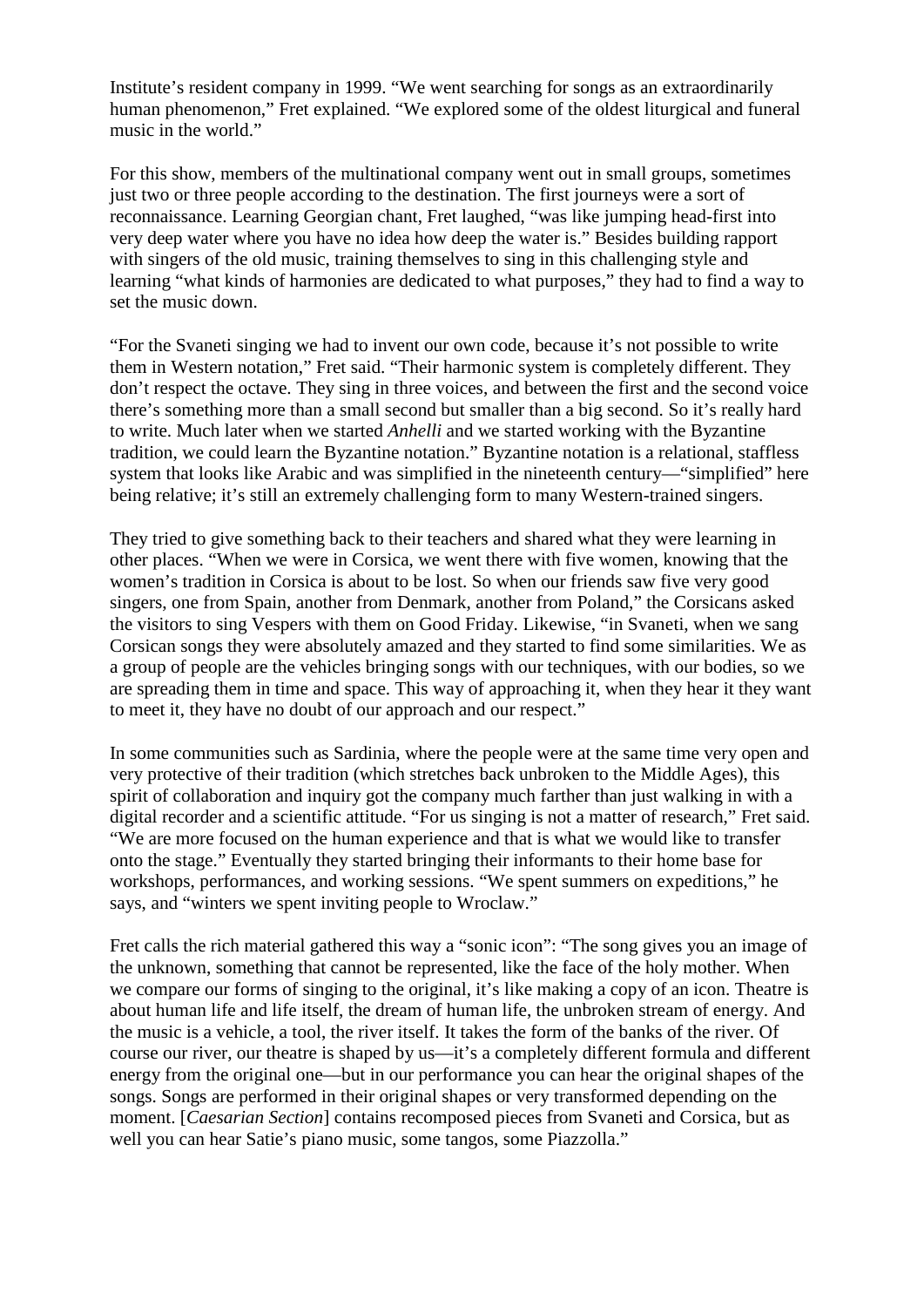Institute's resident company in 1999. "We went searching for songs as an extraordinarily human phenomenon," Fret explained. "We explored some of the oldest liturgical and funeral music in the world."

For this show, members of the multinational company went out in small groups, sometimes just two or three people according to the destination. The first journeys were a sort of reconnaissance. Learning Georgian chant, Fret laughed, "was like jumping head-first into very deep water where you have no idea how deep the water is." Besides building rapport with singers of the old music, training themselves to sing in this challenging style and learning "what kinds of harmonies are dedicated to what purposes," they had to find a way to set the music down.

"For the Svaneti singing we had to invent our own code, because it's not possible to write them in Western notation," Fret said. "Their harmonic system is completely different. They don't respect the octave. They sing in three voices, and between the first and the second voice there's something more than a small second but smaller than a big second. So it's really hard to write. Much later when we started *Anhelli* and we started working with the Byzantine tradition, we could learn the Byzantine notation." Byzantine notation is a relational, staffless system that looks like Arabic and was simplified in the nineteenth century—"simplified" here being relative; it's still an extremely challenging form to many Western-trained singers.

They tried to give something back to their teachers and shared what they were learning in other places. "When we were in Corsica, we went there with five women, knowing that the women's tradition in Corsica is about to be lost. So when our friends saw five very good singers, one from Spain, another from Denmark, another from Poland," the Corsicans asked the visitors to sing Vespers with them on Good Friday. Likewise, "in Svaneti, when we sang Corsican songs they were absolutely amazed and they started to find some similarities. We as a group of people are the vehicles bringing songs with our techniques, with our bodies, so we are spreading them in time and space. This way of approaching it, when they hear it they want to meet it, they have no doubt of our approach and our respect."

In some communities such as Sardinia, where the people were at the same time very open and very protective of their tradition (which stretches back unbroken to the Middle Ages), this spirit of collaboration and inquiry got the company much farther than just walking in with a digital recorder and a scientific attitude. "For us singing is not a matter of research," Fret said. "We are more focused on the human experience and that is what we would like to transfer onto the stage." Eventually they started bringing their informants to their home base for workshops, performances, and working sessions. "We spent summers on expeditions," he says, and "winters we spent inviting people to Wroclaw."

Fret calls the rich material gathered this way a "sonic icon": "The song gives you an image of the unknown, something that cannot be represented, like the face of the holy mother. When we compare our forms of singing to the original, it's like making a copy of an icon. Theatre is about human life and life itself, the dream of human life, the unbroken stream of energy. And the music is a vehicle, a tool, the river itself. It takes the form of the banks of the river. Of course our river, our theatre is shaped by us—it's a completely different formula and different energy from the original one—but in our performance you can hear the original shapes of the songs. Songs are performed in their original shapes or very transformed depending on the moment. [*Caesarian Section*] contains recomposed pieces from Svaneti and Corsica, but as well you can hear Satie's piano music, some tangos, some Piazzolla."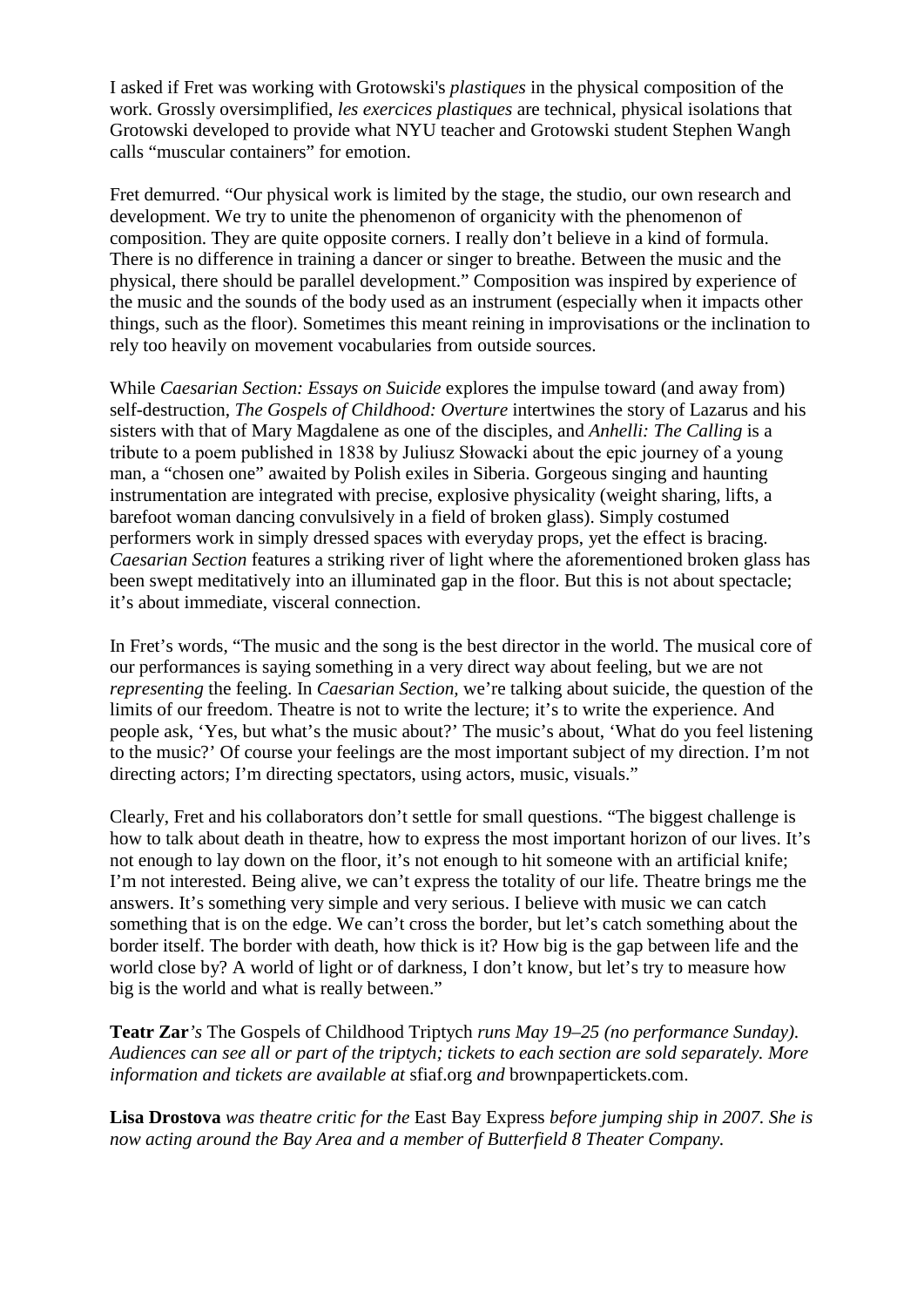I asked if Fret was working with Grotowski's *plastiques* in the physical composition of the work. Grossly oversimplified, *les exercices plastiques* are technical, physical isolations that Grotowski developed to provide what NYU teacher and Grotowski student Stephen Wangh calls “muscular containers” for emotion.

Fret demurred. “Our physical work is limited by the stage, the studio, our own research and development. We try to unite the phenomenon of organicity with the phenomenon of composition. They are quite opposite corners. I really don’t believe in a kind of formula. There is no difference in training a dancer or singer to breathe. Between the music and the physical, there should be parallel development.” Composition was inspired by experience of the music and the sounds of the body used as an instrument (especially when it impacts other things, such as the floor). Sometimes this meant reining in improvisations or the inclination to rely too heavily on movement vocabularies from outside sources.

While *Caesarian Section: Essays on Suicide* explores the impulse toward (and away from) self-destruction, *The Gospels of Childhood: Overture* intertwines the story of Lazarus and his sisters with that of Mary Magdalene as one of the disciples, and *Anhelli: The Calling* is a tribute to a poem published in 1838 by Juliusz Słowacki about the epic journey of a young man, a “chosen one” awaited by Polish exiles in Siberia. Gorgeous singing and haunting instrumentation are integrated with precise, explosive physicality (weight sharing, lifts, a barefoot woman dancing convulsively in a field of broken glass). Simply costumed performers work in simply dressed spaces with everyday props, yet the effect is bracing. *Caesarian Section* features a striking river of light where the aforementioned broken glass has been swept meditatively into an illuminated gap in the floor. But this is not about spectacle; it’s about immediate, visceral connection.

In Fret’s words, “The music and the song is the best director in the world. The musical core of our performances is saying something in a very direct way about feeling, but we are not *representing* the feeling. In *Caesarian Section,* we’re talking about suicide, the question of the limits of our freedom. Theatre is not to write the lecture; it’s to write the experience. And people ask, ‘Yes, but what’s the music about?’ The music’s about, ‘What do you feel listening to the music?’ Of course your feelings are the most important subject of my direction. I’m not directing actors; I’m directing spectators, using actors, music, visuals.”

Clearly, Fret and his collaborators don’t settle for small questions. “The biggest challenge is how to talk about death in theatre, how to express the most important horizon of our lives. It’s not enough to lay down on the floor, it’s not enough to hit someone with an artificial knife; I’m not interested. Being alive, we can’t express the totality of our life. Theatre brings me the answers. It’s something very simple and very serious. I believe with music we can catch something that is on the edge. We can’t cross the border, but let’s catch something about the border itself. The border with death, how thick is it? How big is the gap between life and the world close by? A world of light or of darkness, I don’t know, but let’s try to measure how big is the world and what is really between.”

**Teatr Zar***’s* The Gospels of Childhood Triptych *runs May 19–25 (no performance Sunday). Audiences can see all or part of the triptych; tickets to each section are sold separately. More information and tickets are available at* sfiaf.org *and* brownpapertickets.com.

**Lisa Drostova** *was theatre critic for the* East Bay Express *before jumping ship in 2007. She is now acting around the Bay Area and a member of Butterfield 8 Theater Company.*